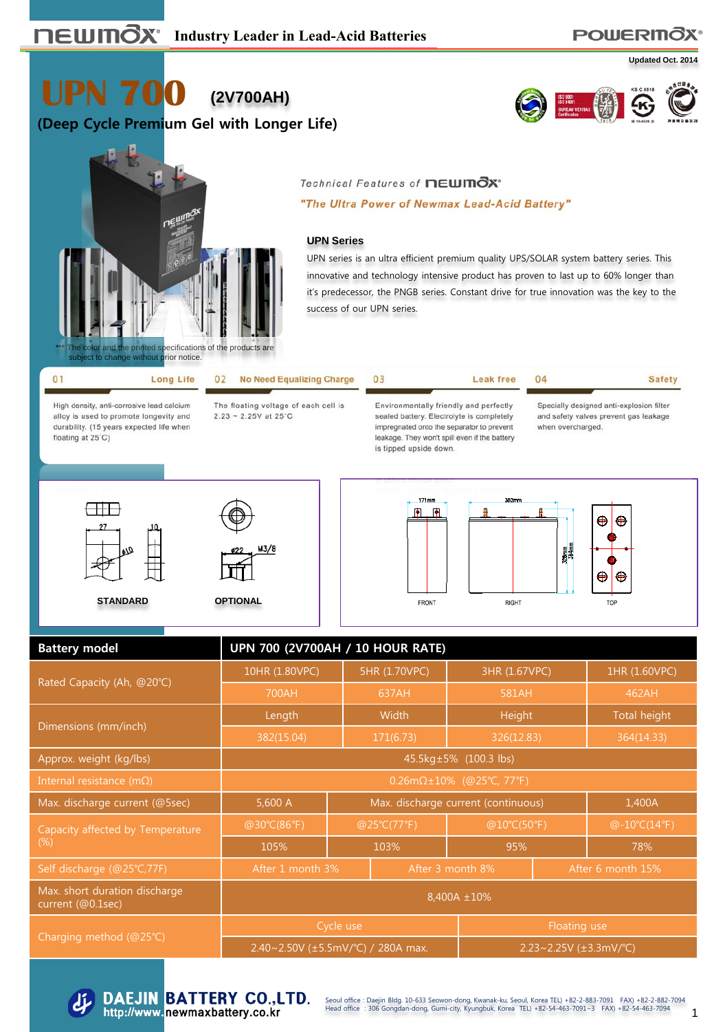newmax Industry Leader in Lead-Acid Batteries

POWERMAX

Updated Oct. 2014

# UPN 700 (2V700AH)

## (Deep Cycle Premium Gel with Longer Life)

*** The color and the printed specifications of the products are subject to change without prior notice.

Technical Features of newmax

*"The Ultra Power of Newmax Lead-Acid Battery"*

### UPN Series

UPN series is an ultra efficient premium quality UPS/SOLAR system battery series. This innovative and technology intensive product has proven to last up to 60% longer than it's predecessor, the PNGB series. Constant drive for true innovation was the key to the success of our UPN series.

**01 Long Life**

High density, anti-corrosive lead calcium alloy is used to promote longevity and durability. (15 years expected life when floating at 25°C)

**02 No Need Equalizing Charge**

The floating voltage of each cell is 2.23 ~ 2.25V at 25°C

**03 Leak free**

Environmentally friendly and perfectly sealed battery. Electrolyte is completely impregnated onto the separator to prevent leakage. They won't spill even if the battery is tipped upside down.

**04 Safety**

Specially designed anti-explosion filter and safety valves prevent gas leakage when overcharged.

STANDARD (27, 10, Ø10) — OPTIONAL (Ø22, M3/8)

FRONT (171mm) — RIGHT (382mm, 326mm, 364mm) — TOP

| Battery model | UPN 700 (2V700AH / 10 HOUR RATE) | | | |
|---|---|---|---|---|
| Rated Capacity (Ah, @20°C) | 10HR (1.80VPC) | 5HR (1.70VPC) | 3HR (1.67VPC) | 1HR (1.60VPC) |
| | 700AH | 637AH | 581AH | 462AH |
| Dimensions (mm/inch) | Length | Width | Height | Total height |
| | 382(15.04) | 171(6.73) | 326(12.83) | 364(14.33) |
| Approx. weight (kg/lbs) | 45.5kg±5% (100.3 lbs) | | | |
| Internal resistance (mΩ) | 0.26mΩ±10% (@25°C, 77°F) | | | |
| Max. discharge current (@5sec) | 5,600 A | Max. discharge current (continuous) | | 1,400A |
| Capacity affected by Temperature (%) | @30°C(86°F) | @25°C(77°F) | @10°C(50°F) | @-10°C(14°F) |
| | 105% | 103% | 95% | 78% |
| Self discharge (@25°C,77F) | After 1 month 3% | After 3 month 8% | After 6 month 15% | |
| Max. short duration discharge current (@0.1sec) | 8,400A ±10% | | | |
| Charging method (@25°C) | Cycle use | | Floating use | |
| | 2.40~2.50V (±5.5mV/°C) / 280A max. | | 2.23~2.25V (±3.3mV/°C) | |

**DAEJIN BATTERY CO.,LTD.** http://www.newmaxbattery.co.kr

Seoul office : Daejin Bldg. 10-633 Seowon-dong, Kwanak-ku, Seoul, Korea TEL) +82-2-883-7091 FAX) +82-2-882-7094
Head office : 306 Gongdan-dong, Gumi-city, Kyungbuk, Korea TEL) +82-54-463-7091~3 FAX) +82-54-463-7094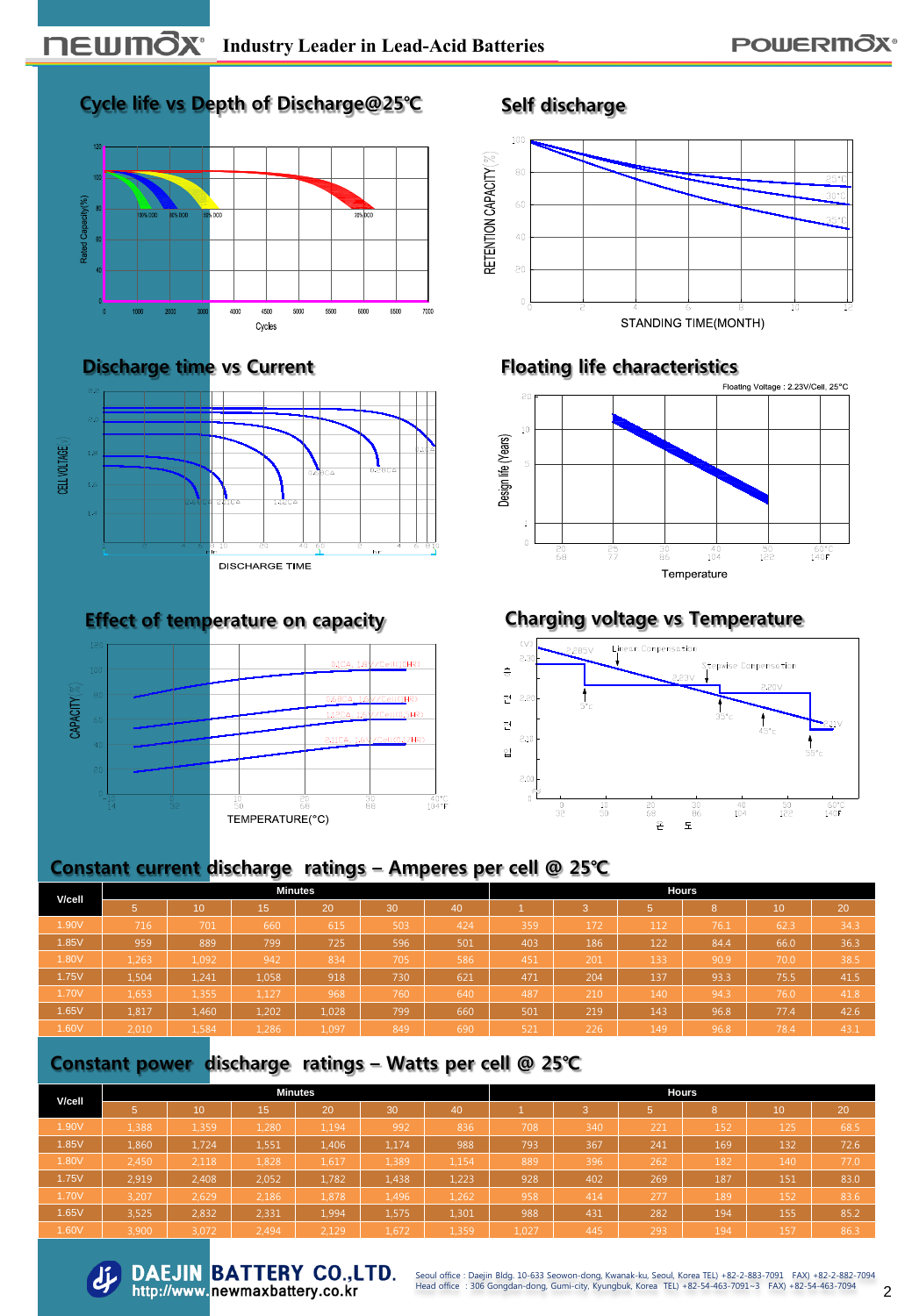## Cycle life vs Depth of Discharge@25℃

Rated Capacity(%)

120
100
80
60
40
0

100% DOD
80% DOD
50% DOD
20% DOD

0 1000 2000 3000 4000 4500 5000 5500 6000 6500 7000

Cycles

## Self discharge

RETENTION CAPACITY(%)

100
80
60
40
20
0

25°C
30°C
35°C

0 2 4 6 8 10 12

STANDING TIME(MONTH)

## Discharge time vs Current

CELL VOLTAGE(V)

2.2
2.0
1.8
1.6
1.4

0.05CA
0.09CA
0.1CA
0.2CA
0.6CA
1CA
3CA
2CA

DISCHARGE TIME

## Floating life characteristics

Floating Voltage : 2.23V/Cell, 25°C

Design life (Years)

20
10
5
1
0

20 25 30 40 50 60°C
68 77 86 104 122 140°F

Temperature

## Effect of temperature on capacity

CAPACITY(%)

120
100
80
60
40
20
0

0.1CA, 1.8V/Cell(10HR)
0.6CA, 1.7V/Cell(1HR)
1CA, 1.7V/Cell(0.5HR)
2CA, 1.6V/Cell(0.2HR)

-10 0 10 20 30 40°C
14 32 50 68 86 104°F

TEMPERATURE(°C)

## Charging voltage vs Temperature

(V)

2.285V
Linear Compensation
Stepwise Compensation
2.23V
2.20V
2.21V

5°c
35°c
45°c
55°c

0 10 20 30 40 50 60°C
32 50 68 86 104 122 140F

## Constant current discharge ratings – Amperes per cell @ 25℃

| V/cell | Minutes | | | | | | Hours | | | | | |
|---|---|---|---|---|---|---|---|---|---|---|---|---|
| | 5 | 10 | 15 | 20 | 30 | 40 | 1 | 3 | 5 | 8 | 10 | 20 |
| 1.90V | 716 | 701 | 660 | 615 | 503 | 424 | 359 | 172 | 112 | 76.1 | 62.3 | 34.3 |
| 1.85V | 959 | 889 | 799 | 725 | 596 | 501 | 403 | 186 | 122 | 84.4 | 66.0 | 36.3 |
| 1.80V | 1,263 | 1,092 | 942 | 834 | 705 | 586 | 451 | 201 | 133 | 90.9 | 70.0 | 38.5 |
| 1.75V | 1,504 | 1,241 | 1,058 | 918 | 730 | 621 | 471 | 204 | 137 | 93.3 | 75.5 | 41.5 |
| 1.70V | 1,653 | 1,355 | 1,127 | 968 | 760 | 640 | 487 | 210 | 140 | 94.3 | 76.0 | 41.8 |
| 1.65V | 1,817 | 1,460 | 1,202 | 1,028 | 799 | 660 | 501 | 219 | 143 | 96.8 | 77.4 | 42.6 |
| 1.60V | 2,010 | 1,584 | 1,286 | 1,097 | 849 | 690 | 521 | 226 | 149 | 96.8 | 78.4 | 43.1 |

## Constant power discharge ratings – Watts per cell @ 25℃

| V/cell | Minutes | | | | | | Hours | | | | | |
|---|---|---|---|---|---|---|---|---|---|---|---|---|
| | 5 | 10 | 15 | 20 | 30 | 40 | 1 | 3 | 5 | 8 | 10 | 20 |
| 1.90V | 1,388 | 1,359 | 1,280 | 1,194 | 992 | 836 | 708 | 340 | 221 | 152 | 125 | 68.5 |
| 1.85V | 1,860 | 1,724 | 1,551 | 1,406 | 1,174 | 988 | 793 | 367 | 241 | 169 | 132 | 72.6 |
| 1.80V | 2,450 | 2,118 | 1,828 | 1,617 | 1,389 | 1,154 | 889 | 396 | 262 | 182 | 140 | 77.0 |
| 1.75V | 2,919 | 2,408 | 2,052 | 1,782 | 1,438 | 1,223 | 928 | 402 | 269 | 187 | 151 | 83.0 |
| 1.70V | 3,207 | 2,629 | 2,186 | 1,878 | 1,496 | 1,262 | 958 | 414 | 277 | 189 | 152 | 83.6 |
| 1.65V | 3,525 | 2,832 | 2,331 | 1,994 | 1,575 | 1,301 | 988 | 431 | 282 | 194 | 155 | 85.2 |
| 1.60V | 3,900 | 3,072 | 2,494 | 2,129 | 1,672 | 1,359 | 1,027 | 445 | 293 | 194 | 157 | 86.3 |

**DAEJIN BATTERY CO.,LTD.**
http://www.newmaxbattery.co.kr

Seoul office : Daejin Bldg. 10-633 Seowon-dong, Kwanak-ku, Seoul, Korea TEL) +82-2-883-7091 FAX) +82-2-882-7094
Head office : 306 Gongdan-dong, Gumi-city, Kyungbuk, Korea TEL) +82-54-463-7091~3 FAX) +82-54-463-7094